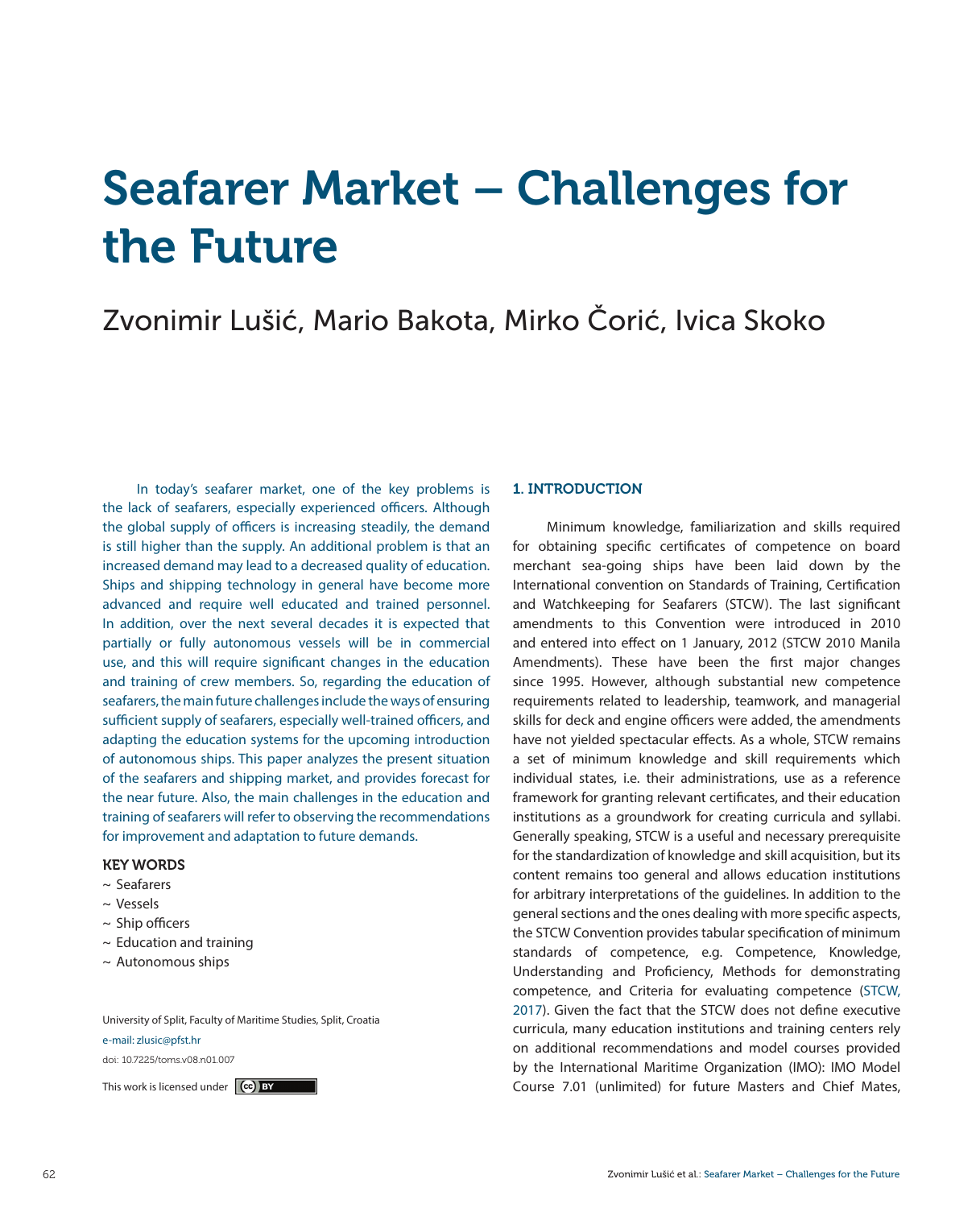# Seafarer Market – Challenges for the Future

Zvonimir Lušić, Mario Bakota, Mirko Čorić, Ivica Skoko

In today's seafarer market, one of the key problems is the lack of seafarers, especially experienced officers. Although the global supply of officers is increasing steadily, the demand is still higher than the supply. An additional problem is that an increased demand may lead to a decreased quality of education. Ships and shipping technology in general have become more advanced and require well educated and trained personnel. In addition, over the next several decades it is expected that partially or fully autonomous vessels will be in commercial use, and this will require significant changes in the education and training of crew members. So, regarding the education of seafarers, the main future challenges include the ways of ensuring sufficient supply of seafarers, especially well-trained officers, and adapting the education systems for the upcoming introduction of autonomous ships. This paper analyzes the present situation of the seafarers and shipping market, and provides forecast for the near future. Also, the main challenges in the education and training of seafarers will refer to observing the recommendations for improvement and adaptation to future demands.

**KEY WORDS**

- ~ Seafarers
- ~ Vessels
- ~ Ship officers
- ~ Education and training
- ~ Autonomous ships

University of Split, Faculty of Maritime Studies, Split, Croatia

e-mail: zlusic@pfst.hr

doi: 10.7225/toms.v08.n01.007

This work is licensed under CC BY

## 1. INTRODUCTION

Minimum knowledge, familiarization and skills required for obtaining specific certificates of competence on board merchant sea-going ships have been laid down by the International convention on Standards of Training, Certification and Watchkeeping for Seafarers (STCW). The last significant amendments to this Convention were introduced in 2010 and entered into effect on 1 January, 2012 (STCW 2010 Manila Amendments). These have been the first major changes since 1995. However, although substantial new competence requirements related to leadership, teamwork, and managerial skills for deck and engine officers were added, the amendments have not yielded spectacular effects. As a whole, STCW remains a set of minimum knowledge and skill requirements which individual states, i.e. their administrations, use as a reference framework for granting relevant certificates, and their education institutions as a groundwork for creating curricula and syllabi. Generally speaking, STCW is a useful and necessary prerequisite for the standardization of knowledge and skill acquisition, but its content remains too general and allows education institutions for arbitrary interpretations of the guidelines. In addition to the general sections and the ones dealing with more specific aspects, the STCW Convention provides tabular specification of minimum standards of competence, e.g. Competence, Knowledge, Understanding and Proficiency, Methods for demonstrating competence, and Criteria for evaluating competence (STCW, 2017). Given the fact that the STCW does not define executive curricula, many education institutions and training centers rely on additional recommendations and model courses provided by the International Maritime Organization (IMO): IMO Model Course 7.01 (unlimited) for future Masters and Chief Mates,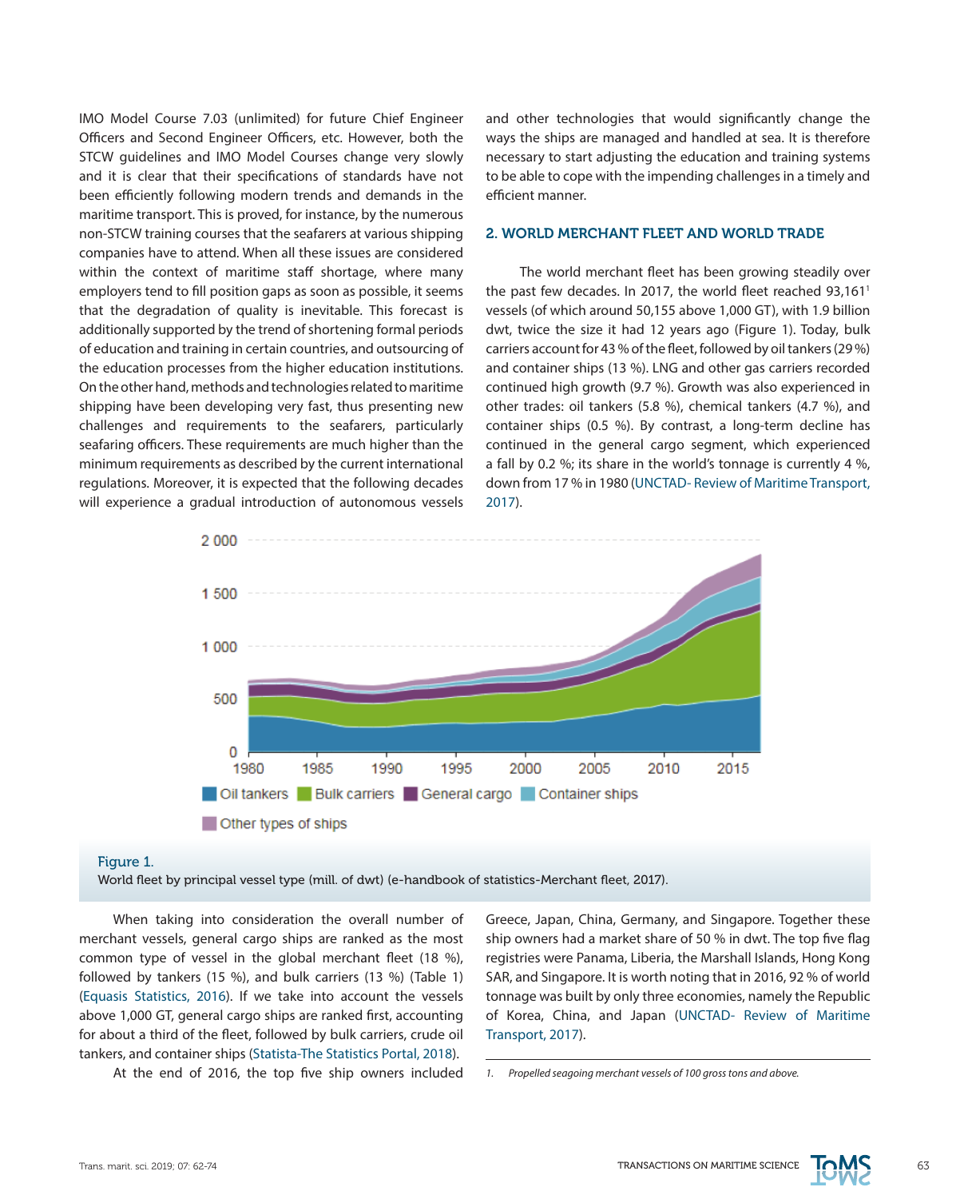IMO Model Course 7.03 (unlimited) for future Chief Engineer Officers and Second Engineer Officers, etc. However, both the STCW guidelines and IMO Model Courses change very slowly and it is clear that their specifications of standards have not been efficiently following modern trends and demands in the maritime transport. This is proved, for instance, by the numerous non-STCW training courses that the seafarers at various shipping companies have to attend. When all these issues are considered within the context of maritime staff shortage, where many employers tend to fill position gaps as soon as possible, it seems that the degradation of quality is inevitable. This forecast is additionally supported by the trend of shortening formal periods of education and training in certain countries, and outsourcing of the education processes from the higher education institutions. On the other hand, methods and technologies related to maritime shipping have been developing very fast, thus presenting new challenges and requirements to the seafarers, particularly seafaring officers. These requirements are much higher than the minimum requirements as described by the current international regulations. Moreover, it is expected that the following decades will experience a gradual introduction of autonomous vessels and other technologies that would significantly change the ways the ships are managed and handled at sea. It is therefore necessary to start adjusting the education and training systems to be able to cope with the impending challenges in a timely and efficient manner.

## 2. WORLD MERCHANT FLEET AND WORLD TRADE

The world merchant fleet has been growing steadily over the past few decades. In 2017, the world fleet reached 93,161[1] vessels (of which around 50,155 above 1,000 GT), with 1.9 billion dwt, twice the size it had 12 years ago (Figure 1). Today, bulk carriers account for 43 % of the fleet, followed by oil tankers (29 %) and container ships (13 %). LNG and other gas carriers recorded continued high growth (9.7 %). Growth was also experienced in other trades: oil tankers (5.8 %), chemical tankers (4.7 %), and container ships (0.5 %). By contrast, a long-term decline has continued in the general cargo segment, which experienced a fall by 0.2 %; its share in the world's tonnage is currently 4 %, down from 17 % in 1980 (UNCTAD- Review of Maritime Transport, 2017).

Figure 1.
World fleet by principal vessel type (mill. of dwt) (e-handbook of statistics-Merchant fleet, 2017).

When taking into consideration the overall number of merchant vessels, general cargo ships are ranked as the most common type of vessel in the global merchant fleet (18 %), followed by tankers (15 %), and bulk carriers (13 %) (Table 1) (Equasis Statistics, 2016). If we take into account the vessels above 1,000 GT, general cargo ships are ranked first, accounting for about a third of the fleet, followed by bulk carriers, crude oil tankers, and container ships (Statista-The Statistics Portal, 2018).

At the end of 2016, the top five ship owners included Greece, Japan, China, Germany, and Singapore. Together these ship owners had a market share of 50 % in dwt. The top five flag registries were Panama, Liberia, the Marshall Islands, Hong Kong SAR, and Singapore. It is worth noting that in 2016, 92 % of world tonnage was built by only three economies, namely the Republic of Korea, China, and Japan (UNCTAD- Review of Maritime Transport, 2017).

1. *Propelled seagoing merchant vessels of 100 gross tons and above.*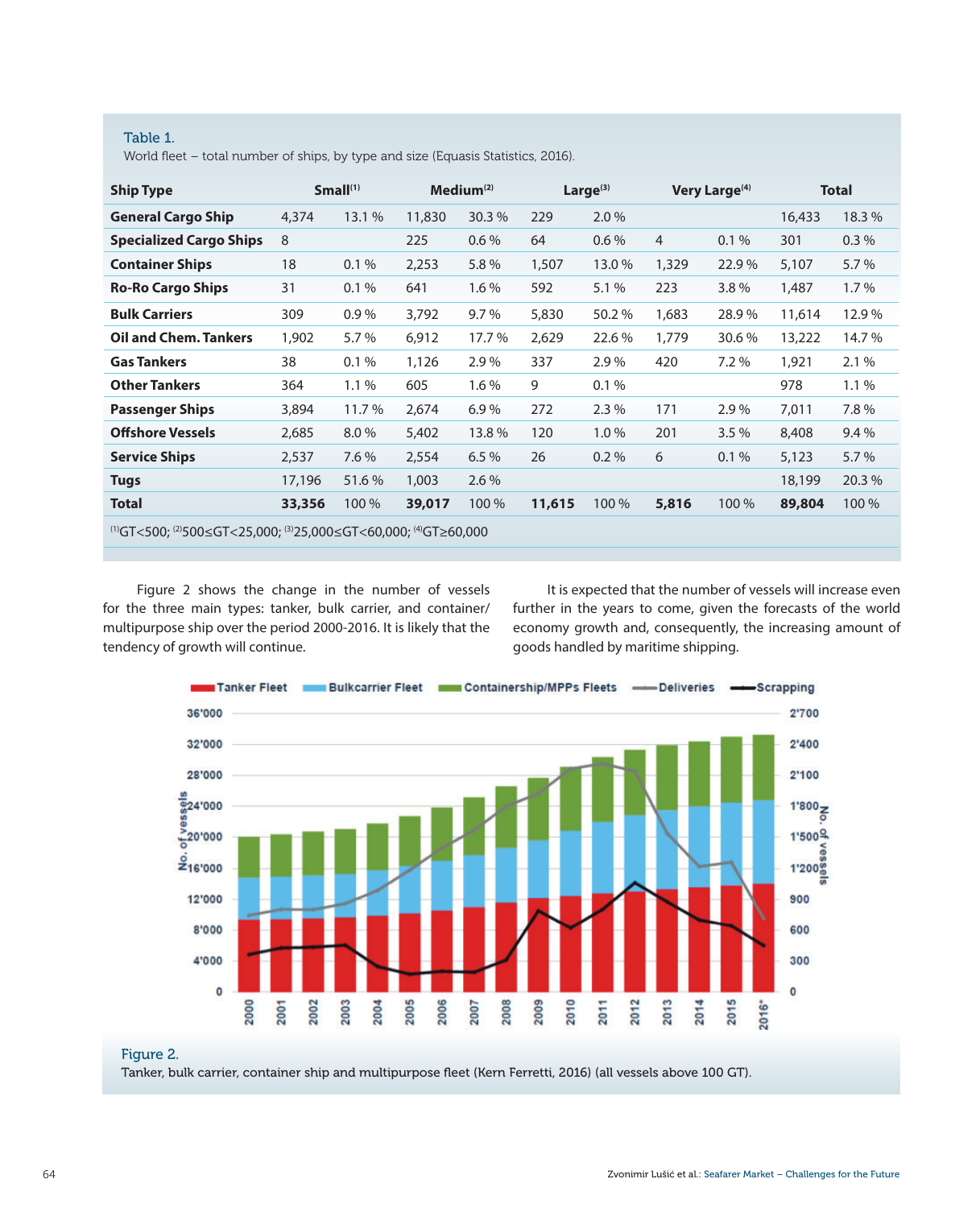Table 1.
World fleet – total number of ships, by type and size (Equasis Statistics, 2016).

| Ship Type | Small[(1)] | | Medium[(2)] | | Large[(3)] | | Very Large[(4)] | | Total | |
|---|---|---|---|---|---|---|---|---|---|---|
| **General Cargo Ship** | 4,374 | 13.1 % | 11,830 | 30.3 % | 229 | 2.0 % | | | 16,433 | 18.3 % |
| **Specialized Cargo Ships** | 8 | | 225 | 0.6 % | 64 | 0.6 % | 4 | 0.1 % | 301 | 0.3 % |
| **Container Ships** | 18 | 0.1 % | 2,253 | 5.8 % | 1,507 | 13.0 % | 1,329 | 22.9 % | 5,107 | 5.7 % |
| **Ro-Ro Cargo Ships** | 31 | 0.1 % | 641 | 1.6 % | 592 | 5.1 % | 223 | 3.8 % | 1,487 | 1.7 % |
| **Bulk Carriers** | 309 | 0.9 % | 3,792 | 9.7 % | 5,830 | 50.2 % | 1,683 | 28.9 % | 11,614 | 12.9 % |
| **Oil and Chem. Tankers** | 1,902 | 5.7 % | 6,912 | 17.7 % | 2,629 | 22.6 % | 1,779 | 30.6 % | 13,222 | 14.7 % |
| **Gas Tankers** | 38 | 0.1 % | 1,126 | 2.9 % | 337 | 2.9 % | 420 | 7.2 % | 1,921 | 2.1 % |
| **Other Tankers** | 364 | 1.1 % | 605 | 1.6 % | 9 | 0.1 % | | | 978 | 1.1 % |
| **Passenger Ships** | 3,894 | 11.7 % | 2,674 | 6.9 % | 272 | 2.3 % | 171 | 2.9 % | 7,011 | 7.8 % |
| **Offshore Vessels** | 2,685 | 8.0 % | 5,402 | 13.8 % | 120 | 1.0 % | 201 | 3.5 % | 8,408 | 9.4 % |
| **Service Ships** | 2,537 | 7.6 % | 2,554 | 6.5 % | 26 | 0.2 % | 6 | 0.1 % | 5,123 | 5.7 % |
| **Tugs** | 17,196 | 51.6 % | 1,003 | 2.6 % | | | | | 18,199 | 20.3 % |
| **Total** | **33,356** | 100 % | **39,017** | 100 % | **11,615** | 100 % | **5,816** | 100 % | **89,804** | 100 % |

[(1)]GT<500; [(2)]500≤GT<25,000; [(3)]25,000≤GT<60,000; [(4)]GT≥60,000

Figure 2 shows the change in the number of vessels for the three main types: tanker, bulk carrier, and container/multipurpose ship over the period 2000-2016. It is likely that the tendency of growth will continue.

It is expected that the number of vessels will increase even further in the years to come, given the forecasts of the world economy growth and, consequently, the increasing amount of goods handled by maritime shipping.

Figure 2.
Tanker, bulk carrier, container ship and multipurpose fleet (Kern Ferretti, 2016) (all vessels above 100 GT).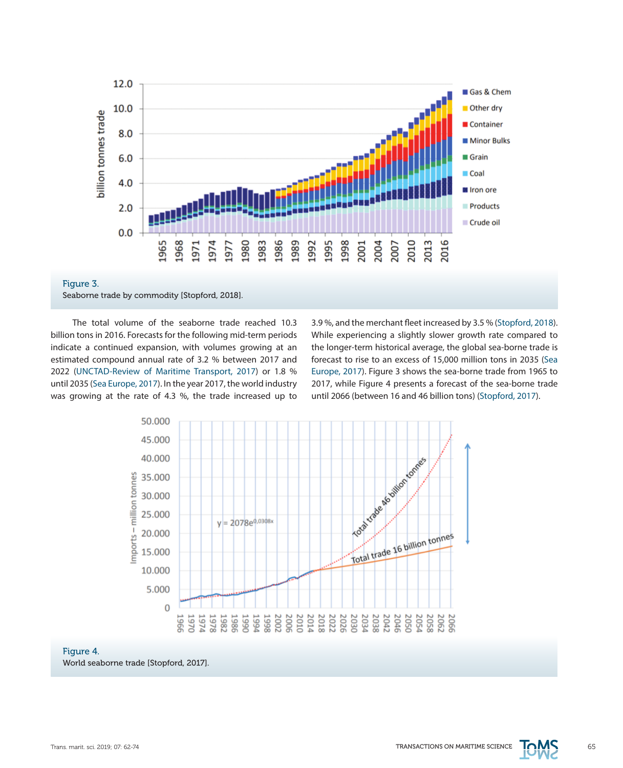Figure 3.
Seaborne trade by commodity [Stopford, 2018].

The total volume of the seaborne trade reached 10.3 billion tons in 2016. Forecasts for the following mid-term periods indicate a continued expansion, with volumes growing at an estimated compound annual rate of 3.2 % between 2017 and 2022 (UNCTAD-Review of Maritime Transport, 2017) or 1.8 % until 2035 (Sea Europe, 2017). In the year 2017, the world industry was growing at the rate of 4.3 %, the trade increased up to 3.9 %, and the merchant fleet increased by 3.5 % (Stopford, 2018). While experiencing a slightly slower growth rate compared to the longer-term historical average, the global sea-borne trade is forecast to rise to an excess of 15,000 million tons in 2035 (Sea Europe, 2017). Figure 3 shows the sea-borne trade from 1965 to 2017, while Figure 4 presents a forecast of the sea-borne trade until 2066 (between 16 and 46 billion tons) (Stopford, 2017).

Figure 4.
World seaborne trade [Stopford, 2017].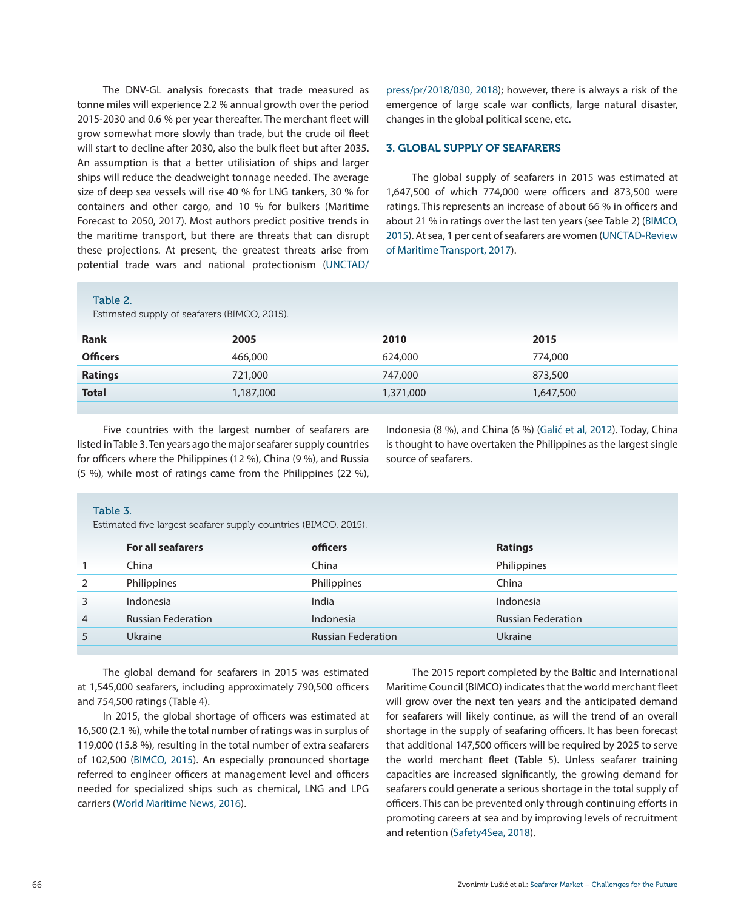The DNV-GL analysis forecasts that trade measured as tonne miles will experience 2.2 % annual growth over the period 2015-2030 and 0.6 % per year thereafter. The merchant fleet will grow somewhat more slowly than trade, but the crude oil fleet will start to decline after 2030, also the bulk fleet but after 2035. An assumption is that a better utilisiation of ships and larger ships will reduce the deadweight tonnage needed. The average size of deep sea vessels will rise 40 % for LNG tankers, 30 % for containers and other cargo, and 10 % for bulkers (Maritime Forecast to 2050, 2017). Most authors predict positive trends in the maritime transport, but there are threats that can disrupt these projections. At present, the greatest threats arise from potential trade wars and national protectionism (UNCTAD/press/pr/2018/030, 2018); however, there is always a risk of the emergence of large scale war conflicts, large natural disaster, changes in the global political scene, etc.

## 3. GLOBAL SUPPLY OF SEAFARERS

The global supply of seafarers in 2015 was estimated at 1,647,500 of which 774,000 were officers and 873,500 were ratings. This represents an increase of about 66 % in officers and about 21 % in ratings over the last ten years (see Table 2) (BIMCO, 2015). At sea, 1 per cent of seafarers are women (UNCTAD-Review of Maritime Transport, 2017).

Table 2.
Estimated supply of seafarers (BIMCO, 2015).

| Rank | 2005 | 2010 | 2015 |
|---|---|---|---|
| **Officers** | 466,000 | 624,000 | 774,000 |
| **Ratings** | 721,000 | 747,000 | 873,500 |
| **Total** | 1,187,000 | 1,371,000 | 1,647,500 |

Five countries with the largest number of seafarers are listed in Table 3. Ten years ago the major seafarer supply countries for officers where the Philippines (12 %), China (9 %), and Russia (5 %), while most of ratings came from the Philippines (22 %), Indonesia (8 %), and China (6 %) (Galić et al, 2012). Today, China is thought to have overtaken the Philippines as the largest single source of seafarers.

Table 3.
Estimated five largest seafarer supply countries (BIMCO, 2015).

| | For all seafarers | officers | Ratings |
|---|---|---|---|
| 1 | China | China | Philippines |
| 2 | Philippines | Philippines | China |
| 3 | Indonesia | India | Indonesia |
| 4 | Russian Federation | Indonesia | Russian Federation |
| 5 | Ukraine | Russian Federation | Ukraine |

The global demand for seafarers in 2015 was estimated at 1,545,000 seafarers, including approximately 790,500 officers and 754,500 ratings (Table 4).

In 2015, the global shortage of officers was estimated at 16,500 (2.1 %), while the total number of ratings was in surplus of 119,000 (15.8 %), resulting in the total number of extra seafarers of 102,500 (BIMCO, 2015). An especially pronounced shortage referred to engineer officers at management level and officers needed for specialized ships such as chemical, LNG and LPG carriers (World Maritime News, 2016).

The 2015 report completed by the Baltic and International Maritime Council (BIMCO) indicates that the world merchant fleet will grow over the next ten years and the anticipated demand for seafarers will likely continue, as will the trend of an overall shortage in the supply of seafaring officers. It has been forecast that additional 147,500 officers will be required by 2025 to serve the world merchant fleet (Table 5). Unless seafarer training capacities are increased significantly, the growing demand for seafarers could generate a serious shortage in the total supply of officers. This can be prevented only through continuing efforts in promoting careers at sea and by improving levels of recruitment and retention (Safety4Sea, 2018).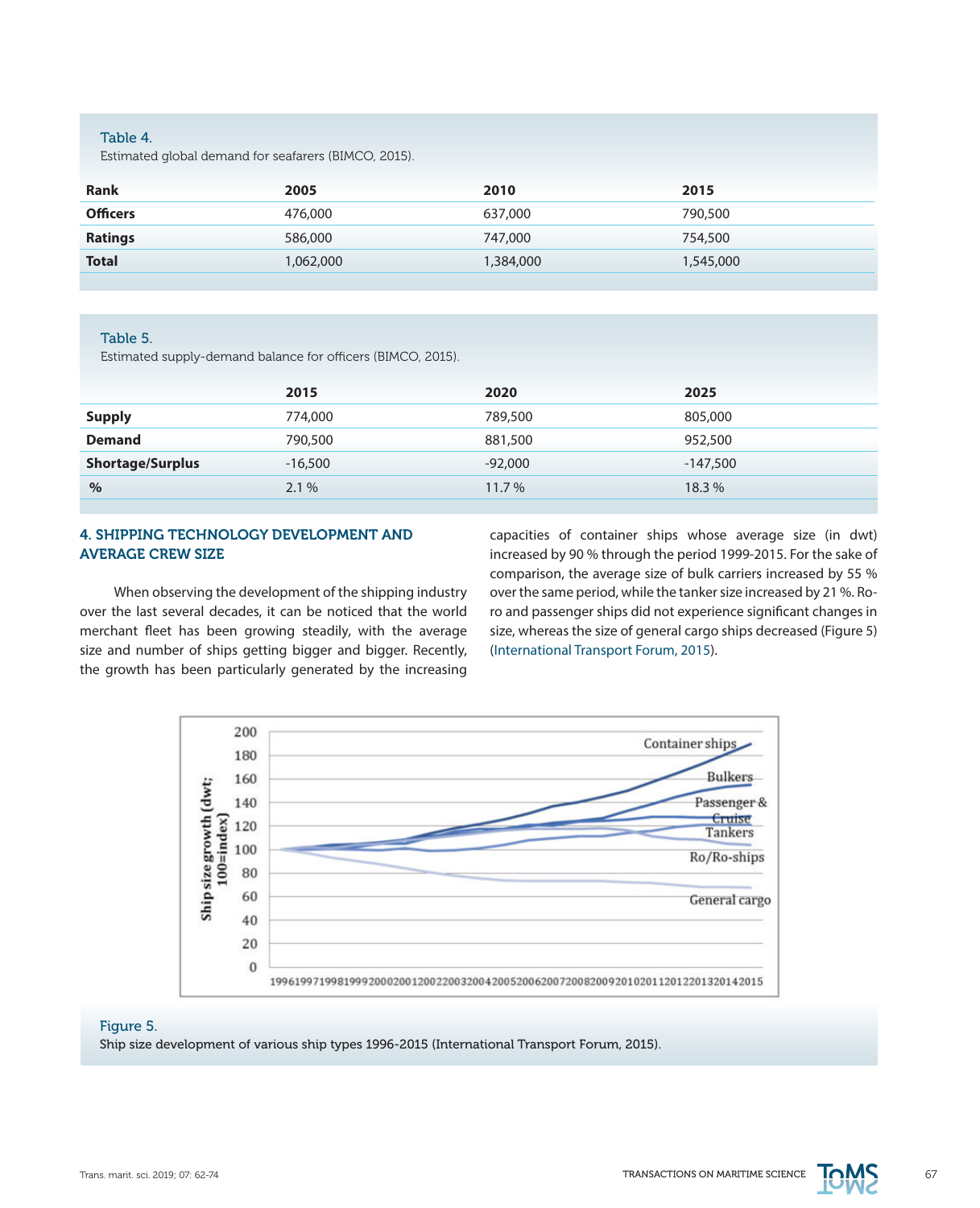Table 4.
Estimated global demand for seafarers (BIMCO, 2015).

| Rank | 2005 | 2010 | 2015 |
|---|---|---|---|
| **Officers** | 476,000 | 637,000 | 790,500 |
| **Ratings** | 586,000 | 747,000 | 754,500 |
| **Total** | 1,062,000 | 1,384,000 | 1,545,000 |

Table 5.
Estimated supply-demand balance for officers (BIMCO, 2015).

| | 2015 | 2020 | 2025 |
|---|---|---|---|
| **Supply** | 774,000 | 789,500 | 805,000 |
| **Demand** | 790,500 | 881,500 | 952,500 |
| **Shortage/Surplus** | -16,500 | -92,000 | -147,500 |
| **%** | 2.1 % | 11.7 % | 18.3 % |

## 4. SHIPPING TECHNOLOGY DEVELOPMENT AND AVERAGE CREW SIZE

When observing the development of the shipping industry over the last several decades, it can be noticed that the world merchant fleet has been growing steadily, with the average size and number of ships getting bigger and bigger. Recently, the growth has been particularly generated by the increasing capacities of container ships whose average size (in dwt) increased by 90 % through the period 1999-2015. For the sake of comparison, the average size of bulk carriers increased by 55 % over the same period, while the tanker size increased by 21 %. Ro-ro and passenger ships did not experience significant changes in size, whereas the size of general cargo ships decreased (Figure 5) (International Transport Forum, 2015).

Figure 5.
Ship size development of various ship types 1996-2015 (International Transport Forum, 2015).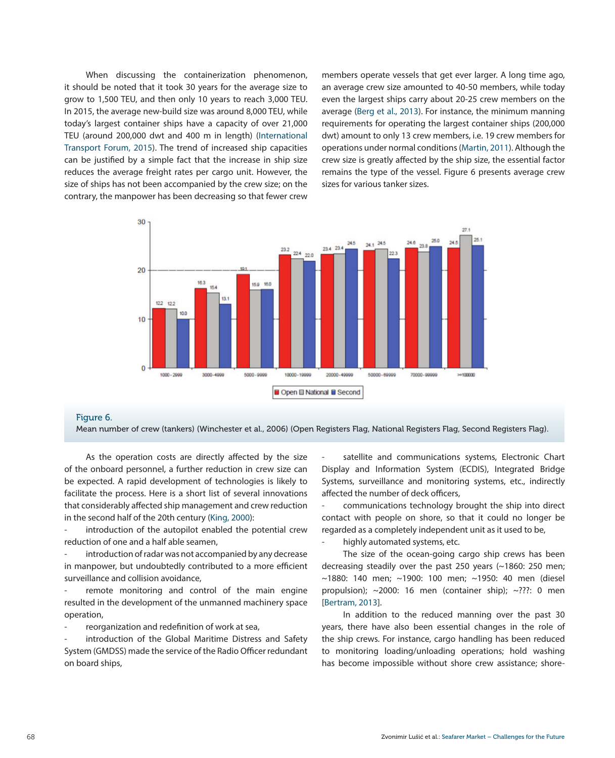When discussing the containerization phenomenon, it should be noted that it took 30 years for the average size to grow to 1,500 TEU, and then only 10 years to reach 3,000 TEU. In 2015, the average new-build size was around 8,000 TEU, while today's largest container ships have a capacity of over 21,000 TEU (around 200,000 dwt and 400 m in length) (International Transport Forum, 2015). The trend of increased ship capacities can be justified by a simple fact that the increase in ship size reduces the average freight rates per cargo unit. However, the size of ships has not been accompanied by the crew size; on the contrary, the manpower has been decreasing so that fewer crew members operate vessels that get ever larger. A long time ago, an average crew size amounted to 40-50 members, while today even the largest ships carry about 20-25 crew members on the average (Berg et al., 2013). For instance, the minimum manning requirements for operating the largest container ships (200,000 dwt) amount to only 13 crew members, i.e. 19 crew members for operations under normal conditions (Martin, 2011). Although the crew size is greatly affected by the ship size, the essential factor remains the type of the vessel. Figure 6 presents average crew sizes for various tanker sizes.

| | Open | National | Second |
|---|---|---|---|
| 1000 - 2999 | 12.2 | 12.2 | 10.0 |
| 3000-4999 | 16.3 | 15.4 | 13.1 |
| 5000-9999 | 19.1 | 15.9 | 16.0 |
| 10000-19999 | 23.2 | 22.4 | 22.0 |
| 20000-49999 | 23.4 | 23.4 | 24.5 |
| 50000-69999 | 24.1 | 24.5 | 22.3 |
| 70000-99999 | 24.6 | 23.8 | 25.0 |
| >=100000 | 24.5 | 27.1 | 25.1 |

Figure 6.
Mean number of crew (tankers) (Winchester et al., 2006) (Open Registers Flag, National Registers Flag, Second Registers Flag).

As the operation costs are directly affected by the size of the onboard personnel, a further reduction in crew size can be expected. A rapid development of technologies is likely to facilitate the process. Here is a short list of several innovations that considerably affected ship management and crew reduction in the second half of the 20th century (King, 2000):

- introduction of the autopilot enabled the potential crew reduction of one and a half able seamen,
- introduction of radar was not accompanied by any decrease in manpower, but undoubtedly contributed to a more efficient surveillance and collision avoidance,
- remote monitoring and control of the main engine resulted in the development of the unmanned machinery space operation,
- reorganization and redefinition of work at sea,
- introduction of the Global Maritime Distress and Safety System (GMDSS) made the service of the Radio Officer redundant on board ships,
- satellite and communications systems, Electronic Chart Display and Information System (ECDIS), Integrated Bridge Systems, surveillance and monitoring systems, etc., indirectly affected the number of deck officers,
- communications technology brought the ship into direct contact with people on shore, so that it could no longer be regarded as a completely independent unit as it used to be,
- highly automated systems, etc.

The size of the ocean-going cargo ship crews has been decreasing steadily over the past 250 years (~1860: 250 men; ~1880: 140 men; ~1900: 100 men; ~1950: 40 men (diesel propulsion); ~2000: 16 men (container ship); ~???: 0 men [Bertram, 2013].

In addition to the reduced manning over the past 30 years, there have also been essential changes in the role of the ship crews. For instance, cargo handling has been reduced to monitoring loading/unloading operations; hold washing has become impossible without shore crew assistance; shore-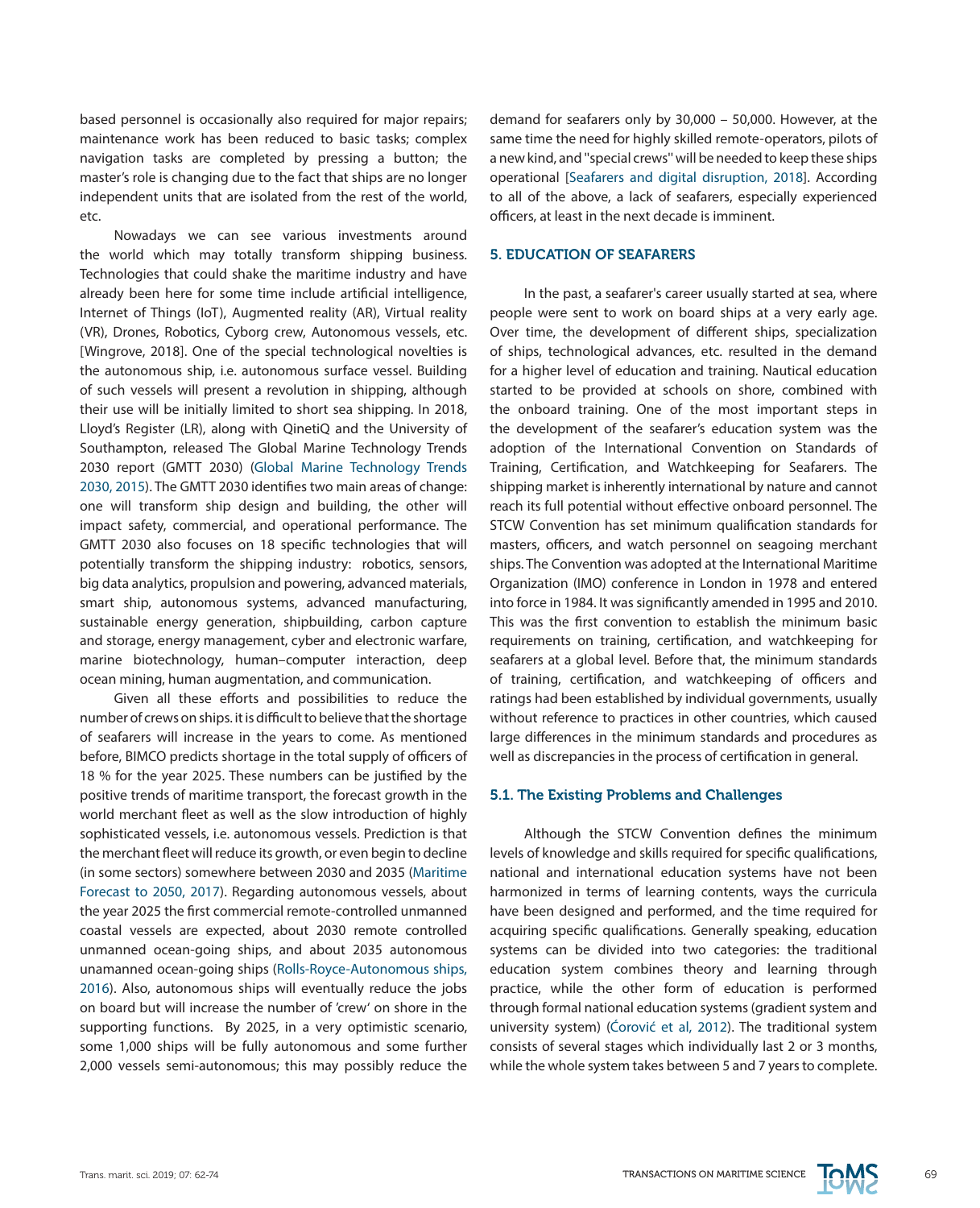based personnel is occasionally also required for major repairs; maintenance work has been reduced to basic tasks; complex navigation tasks are completed by pressing a button; the master's role is changing due to the fact that ships are no longer independent units that are isolated from the rest of the world, etc.

Nowadays we can see various investments around the world which may totally transform shipping business. Technologies that could shake the maritime industry and have already been here for some time include artificial intelligence, Internet of Things (IoT), Augmented reality (AR), Virtual reality (VR), Drones, Robotics, Cyborg crew, Autonomous vessels, etc. [Wingrove, 2018]. One of the special technological novelties is the autonomous ship, i.e. autonomous surface vessel. Building of such vessels will present a revolution in shipping, although their use will be initially limited to short sea shipping. In 2018, Lloyd's Register (LR), along with QinetiQ and the University of Southampton, released The Global Marine Technology Trends 2030 report (GMTT 2030) (Global Marine Technology Trends 2030, 2015). The GMTT 2030 identifies two main areas of change: one will transform ship design and building, the other will impact safety, commercial, and operational performance. The GMTT 2030 also focuses on 18 specific technologies that will potentially transform the shipping industry: robotics, sensors, big data analytics, propulsion and powering, advanced materials, smart ship, autonomous systems, advanced manufacturing, sustainable energy generation, shipbuilding, carbon capture and storage, energy management, cyber and electronic warfare, marine biotechnology, human–computer interaction, deep ocean mining, human augmentation, and communication.

Given all these efforts and possibilities to reduce the number of crews on ships. it is difficult to believe that the shortage of seafarers will increase in the years to come. As mentioned before, BIMCO predicts shortage in the total supply of officers of 18 % for the year 2025. These numbers can be justified by the positive trends of maritime transport, the forecast growth in the world merchant fleet as well as the slow introduction of highly sophisticated vessels, i.e. autonomous vessels. Prediction is that the merchant fleet will reduce its growth, or even begin to decline (in some sectors) somewhere between 2030 and 2035 (Maritime Forecast to 2050, 2017). Regarding autonomous vessels, about the year 2025 the first commercial remote-controlled unmanned coastal vessels are expected, about 2030 remote controlled unmanned ocean-going ships, and about 2035 autonomous unamanned ocean-going ships (Rolls-Royce-Autonomous ships, 2016). Also, autonomous ships will eventually reduce the jobs on board but will increase the number of 'crew' on shore in the supporting functions. By 2025, in a very optimistic scenario, some 1,000 ships will be fully autonomous and some further 2,000 vessels semi-autonomous; this may possibly reduce the demand for seafarers only by 30,000 – 50,000. However, at the same time the need for highly skilled remote-operators, pilots of a new kind, and "special crews" will be needed to keep these ships operational [Seafarers and digital disruption, 2018]. According to all of the above, a lack of seafarers, especially experienced officers, at least in the next decade is imminent.

## 5. EDUCATION OF SEAFARERS

In the past, a seafarer's career usually started at sea, where people were sent to work on board ships at a very early age. Over time, the development of different ships, specialization of ships, technological advances, etc. resulted in the demand for a higher level of education and training. Nautical education started to be provided at schools on shore, combined with the onboard training. One of the most important steps in the development of the seafarer's education system was the adoption of the International Convention on Standards of Training, Certification, and Watchkeeping for Seafarers. The shipping market is inherently international by nature and cannot reach its full potential without effective onboard personnel. The STCW Convention has set minimum qualification standards for masters, officers, and watch personnel on seagoing merchant ships. The Convention was adopted at the International Maritime Organization (IMO) conference in London in 1978 and entered into force in 1984. It was significantly amended in 1995 and 2010. This was the first convention to establish the minimum basic requirements on training, certification, and watchkeeping for seafarers at a global level. Before that, the minimum standards of training, certification, and watchkeeping of officers and ratings had been established by individual governments, usually without reference to practices in other countries, which caused large differences in the minimum standards and procedures as well as discrepancies in the process of certification in general.

### 5.1. The Existing Problems and Challenges

Although the STCW Convention defines the minimum levels of knowledge and skills required for specific qualifications, national and international education systems have not been harmonized in terms of learning contents, ways the curricula have been designed and performed, and the time required for acquiring specific qualifications. Generally speaking, education systems can be divided into two categories: the traditional education system combines theory and learning through practice, while the other form of education is performed through formal national education systems (gradient system and university system) (Ćorović et al, 2012). The traditional system consists of several stages which individually last 2 or 3 months, while the whole system takes between 5 and 7 years to complete.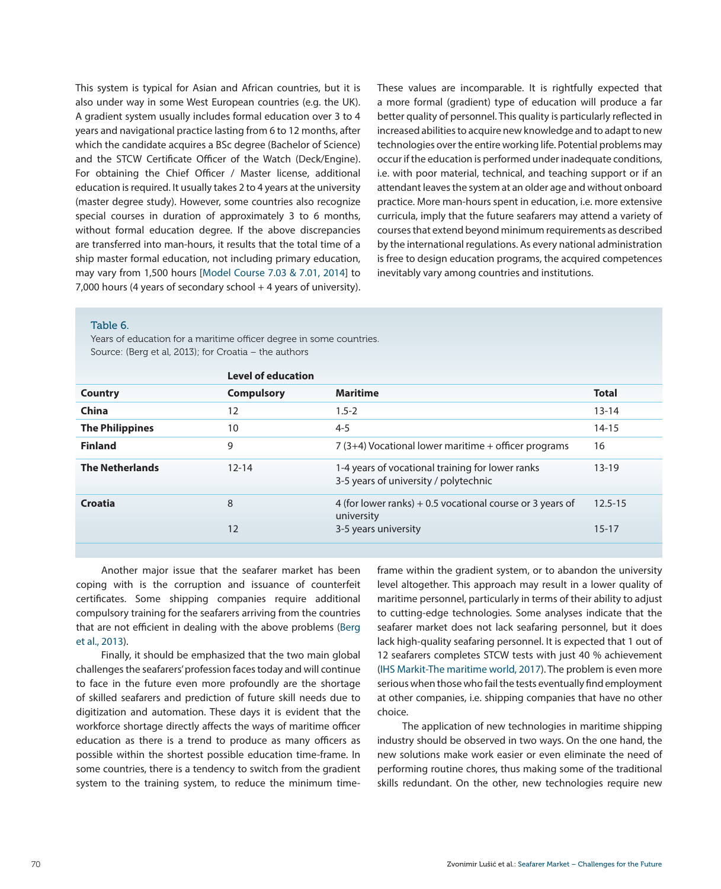This system is typical for Asian and African countries, but it is also under way in some West European countries (e.g. the UK). A gradient system usually includes formal education over 3 to 4 years and navigational practice lasting from 6 to 12 months, after which the candidate acquires a BSc degree (Bachelor of Science) and the STCW Certificate Officer of the Watch (Deck/Engine). For obtaining the Chief Officer / Master license, additional education is required. It usually takes 2 to 4 years at the university (master degree study). However, some countries also recognize special courses in duration of approximately 3 to 6 months, without formal education degree. If the above discrepancies are transferred into man-hours, it results that the total time of a ship master formal education, not including primary education, may vary from 1,500 hours [Model Course 7.03 & 7.01, 2014] to 7,000 hours (4 years of secondary school + 4 years of university). These values are incomparable. It is rightfully expected that a more formal (gradient) type of education will produce a far better quality of personnel. This quality is particularly reflected in increased abilities to acquire new knowledge and to adapt to new technologies over the entire working life. Potential problems may occur if the education is performed under inadequate conditions, i.e. with poor material, technical, and teaching support or if an attendant leaves the system at an older age and without onboard practice. More man-hours spent in education, i.e. more extensive curricula, imply that the future seafarers may attend a variety of courses that extend beyond minimum requirements as described by the international regulations. As every national administration is free to design education programs, the acquired competences inevitably vary among countries and institutions.

Table 6.
Years of education for a maritime officer degree in some countries.
Source: (Berg et al, 2013); for Croatia – the authors

| | Level of education | | |
|---|---|---|---|
| **Country** | **Compulsory** | **Maritime** | **Total** |
| **China** | 12 | 1.5-2 | 13-14 |
| **The Philippines** | 10 | 4-5 | 14-15 |
| **Finland** | 9 | 7 (3+4) Vocational lower maritime + officer programs | 16 |
| **The Netherlands** | 12-14 | 1-4 years of vocational training for lower ranks<br>3-5 years of university / polytechnic | 13-19 |
| **Croatia** | 8 | 4 (for lower ranks) + 0.5 vocational course or 3 years of university | 12.5-15 |
| | 12 | 3-5 years university | 15-17 |

Another major issue that the seafarer market has been coping with is the corruption and issuance of counterfeit certificates. Some shipping companies require additional compulsory training for the seafarers arriving from the countries that are not efficient in dealing with the above problems (Berg et al., 2013).

Finally, it should be emphasized that the two main global challenges the seafarers' profession faces today and will continue to face in the future even more profoundly are the shortage of skilled seafarers and prediction of future skill needs due to digitization and automation. These days it is evident that the workforce shortage directly affects the ways of maritime officer education as there is a trend to produce as many officers as possible within the shortest possible education time-frame. In some countries, there is a tendency to switch from the gradient system to the training system, to reduce the minimum time-frame within the gradient system, or to abandon the university level altogether. This approach may result in a lower quality of maritime personnel, particularly in terms of their ability to adjust to cutting-edge technologies. Some analyses indicate that the seafarer market does not lack seafaring personnel, but it does lack high-quality seafaring personnel. It is expected that 1 out of 12 seafarers completes STCW tests with just 40 % achievement (IHS Markit-The maritime world, 2017). The problem is even more serious when those who fail the tests eventually find employment at other companies, i.e. shipping companies that have no other choice.

The application of new technologies in maritime shipping industry should be observed in two ways. On the one hand, the new solutions make work easier or even eliminate the need of performing routine chores, thus making some of the traditional skills redundant. On the other, new technologies require new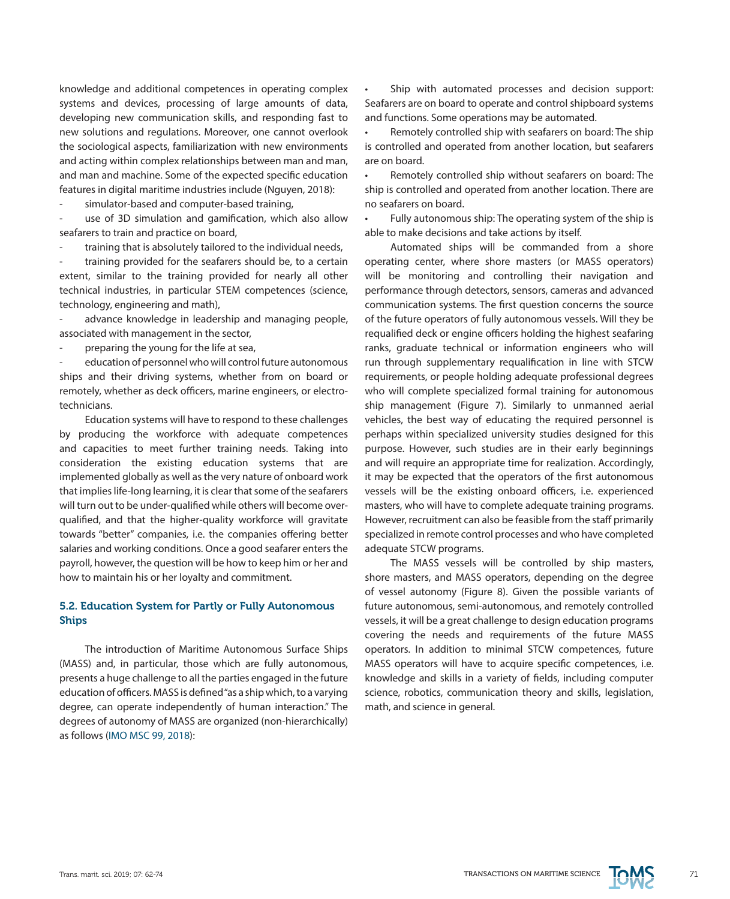knowledge and additional competences in operating complex systems and devices, processing of large amounts of data, developing new communication skills, and responding fast to new solutions and regulations. Moreover, one cannot overlook the sociological aspects, familiarization with new environments and acting within complex relationships between man and man, and man and machine. Some of the expected specific education features in digital maritime industries include (Nguyen, 2018):

- simulator-based and computer-based training,
- use of 3D simulation and gamification, which also allow seafarers to train and practice on board,
- training that is absolutely tailored to the individual needs,
- training provided for the seafarers should be, to a certain extent, similar to the training provided for nearly all other technical industries, in particular STEM competences (science, technology, engineering and math),
- advance knowledge in leadership and managing people, associated with management in the sector,
- preparing the young for the life at sea,
- education of personnel who will control future autonomous ships and their driving systems, whether from on board or remotely, whether as deck officers, marine engineers, or electro-technicians.

Education systems will have to respond to these challenges by producing the workforce with adequate competences and capacities to meet further training needs. Taking into consideration the existing education systems that are implemented globally as well as the very nature of onboard work that implies life-long learning, it is clear that some of the seafarers will turn out to be under-qualified while others will become over-qualified, and that the higher-quality workforce will gravitate towards "better" companies, i.e. the companies offering better salaries and working conditions. Once a good seafarer enters the payroll, however, the question will be how to keep him or her and how to maintain his or her loyalty and commitment.

## 5.2. Education System for Partly or Fully Autonomous Ships

The introduction of Maritime Autonomous Surface Ships (MASS) and, in particular, those which are fully autonomous, presents a huge challenge to all the parties engaged in the future education of officers. MASS is defined "as a ship which, to a varying degree, can operate independently of human interaction." The degrees of autonomy of MASS are organized (non-hierarchically) as follows (IMO MSC 99, 2018):

- Ship with automated processes and decision support: Seafarers are on board to operate and control shipboard systems and functions. Some operations may be automated.
- Remotely controlled ship with seafarers on board: The ship is controlled and operated from another location, but seafarers are on board.
- Remotely controlled ship without seafarers on board: The ship is controlled and operated from another location. There are no seafarers on board.
- Fully autonomous ship: The operating system of the ship is able to make decisions and take actions by itself.

Automated ships will be commanded from a shore operating center, where shore masters (or MASS operators) will be monitoring and controlling their navigation and performance through detectors, sensors, cameras and advanced communication systems. The first question concerns the source of the future operators of fully autonomous vessels. Will they be requalified deck or engine officers holding the highest seafaring ranks, graduate technical or information engineers who will run through supplementary requalification in line with STCW requirements, or people holding adequate professional degrees who will complete specialized formal training for autonomous ship management (Figure 7). Similarly to unmanned aerial vehicles, the best way of educating the required personnel is perhaps within specialized university studies designed for this purpose. However, such studies are in their early beginnings and will require an appropriate time for realization. Accordingly, it may be expected that the operators of the first autonomous vessels will be the existing onboard officers, i.e. experienced masters, who will have to complete adequate training programs. However, recruitment can also be feasible from the staff primarily specialized in remote control processes and who have completed adequate STCW programs.

The MASS vessels will be controlled by ship masters, shore masters, and MASS operators, depending on the degree of vessel autonomy (Figure 8). Given the possible variants of future autonomous, semi-autonomous, and remotely controlled vessels, it will be a great challenge to design education programs covering the needs and requirements of the future MASS operators. In addition to minimal STCW competences, future MASS operators will have to acquire specific competences, i.e. knowledge and skills in a variety of fields, including computer science, robotics, communication theory and skills, legislation, math, and science in general.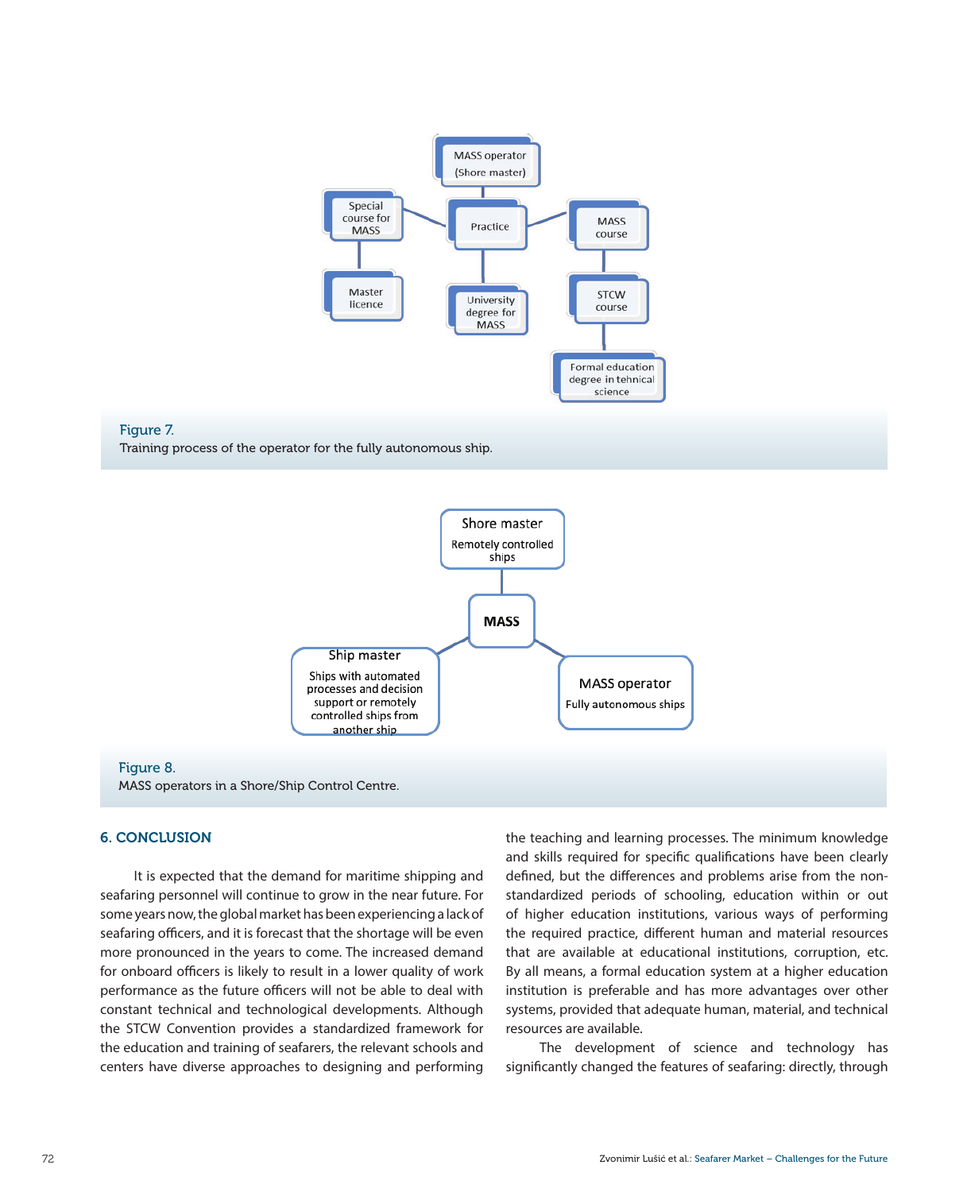Figure 7.
Training process of the operator for the fully autonomous ship.

Figure 8.
MASS operators in a Shore/Ship Control Centre.

## 6. CONCLUSION

It is expected that the demand for maritime shipping and seafaring personnel will continue to grow in the near future. For some years now, the global market has been experiencing a lack of seafaring officers, and it is forecast that the shortage will be even more pronounced in the years to come. The increased demand for onboard officers is likely to result in a lower quality of work performance as the future officers will not be able to deal with constant technical and technological developments. Although the STCW Convention provides a standardized framework for the education and training of seafarers, the relevant schools and centers have diverse approaches to designing and performing the teaching and learning processes. The minimum knowledge and skills required for specific qualifications have been clearly defined, but the differences and problems arise from the non-standardized periods of schooling, education within or out of higher education institutions, various ways of performing the required practice, different human and material resources that are available at educational institutions, corruption, etc. By all means, a formal education system at a higher education institution is preferable and has more advantages over other systems, provided that adequate human, material, and technical resources are available.

The development of science and technology has significantly changed the features of seafaring: directly, through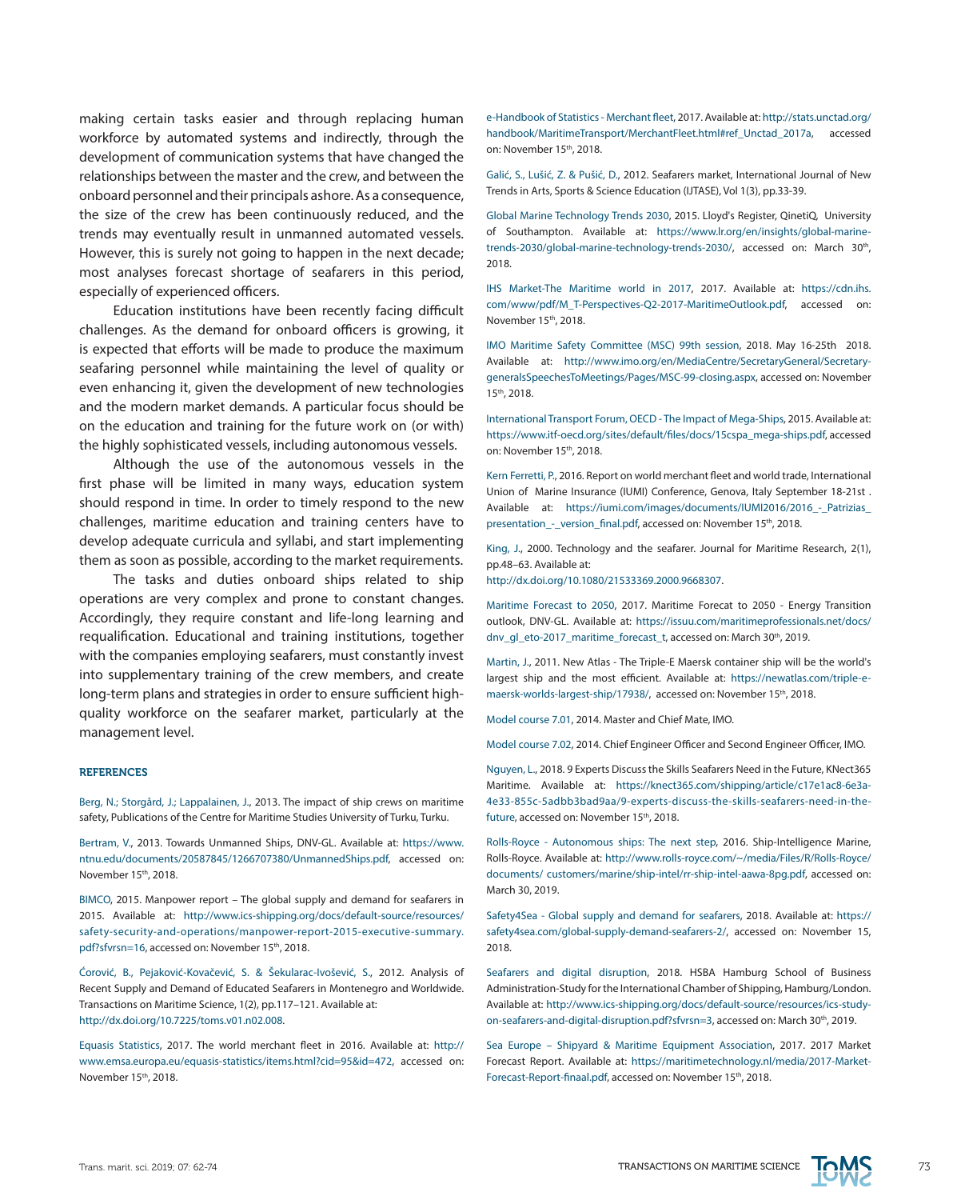making certain tasks easier and through replacing human workforce by automated systems and indirectly, through the development of communication systems that have changed the relationships between the master and the crew, and between the onboard personnel and their principals ashore. As a consequence, the size of the crew has been continuously reduced, and the trends may eventually result in unmanned automated vessels. However, this is surely not going to happen in the next decade; most analyses forecast shortage of seafarers in this period, especially of experienced officers.

Education institutions have been recently facing difficult challenges. As the demand for onboard officers is growing, it is expected that efforts will be made to produce the maximum seafaring personnel while maintaining the level of quality or even enhancing it, given the development of new technologies and the modern market demands. A particular focus should be on the education and training for the future work on (or with) the highly sophisticated vessels, including autonomous vessels.

Although the use of the autonomous vessels in the first phase will be limited in many ways, education system should respond in time. In order to timely respond to the new challenges, maritime education and training centers have to develop adequate curricula and syllabi, and start implementing them as soon as possible, according to the market requirements.

The tasks and duties onboard ships related to ship operations are very complex and prone to constant changes. Accordingly, they require constant and life-long learning and requalification. Educational and training institutions, together with the companies employing seafarers, must constantly invest into supplementary training of the crew members, and create long-term plans and strategies in order to ensure sufficient high-quality workforce on the seafarer market, particularly at the management level.

## REFERENCES

Berg, N.; Storgård, J.; Lappalainen, J., 2013. The impact of ship crews on maritime safety, Publications of the Centre for Maritime Studies University of Turku, Turku.

Bertram, V., 2013. Towards Unmanned Ships, DNV-GL. Available at: https://www.ntnu.edu/documents/20587845/1266707380/UnmannedShips.pdf, accessed on: November 15th, 2018.

BIMCO, 2015. Manpower report – The global supply and demand for seafarers in 2015. Available at: http://www.ics-shipping.org/docs/default-source/resources/safety-security-and-operations/manpower-report-2015-executive-summary.pdf?sfvrsn=16, accessed on: November 15th, 2018.

Ćorović, B., Pejaković-Kovačević, S. & Šekularac-Ivošević, S., 2012. Analysis of Recent Supply and Demand of Educated Seafarers in Montenegro and Worldwide. Transactions on Maritime Science, 1(2), pp.117–121. Available at: http://dx.doi.org/10.7225/toms.v01.n02.008.

Equasis Statistics, 2017. The world merchant fleet in 2016. Available at: http://www.emsa.europa.eu/equasis-statistics/items.html?cid=95&id=472, accessed on: November 15th, 2018.

e-Handbook of Statistics - Merchant fleet, 2017. Available at: http://stats.unctad.org/handbook/MaritimeTransport/MerchantFleet.html#ref_Unctad_2017a, accessed on: November 15th, 2018.

Galić, S., Lušić, Z. & Pušić, D., 2012. Seafarers market, International Journal of New Trends in Arts, Sports & Science Education (IJTASE), Vol 1(3), pp.33-39.

Global Marine Technology Trends 2030, 2015. Lloyd's Register, QinetiQ, University of Southampton. Available at: https://www.lr.org/en/insights/global-marine-trends-2030/global-marine-technology-trends-2030/, accessed on: March 30th, 2018.

IHS Market-The Maritime world in 2017, 2017. Available at: https://cdn.ihs.com/www/pdf/M_T-Perspectives-Q2-2017-MaritimeOutlook.pdf, accessed on: November 15th, 2018.

IMO Maritime Safety Committee (MSC) 99th session, 2018. May 16-25th 2018. Available at: http://www.imo.org/en/MediaCentre/SecretaryGeneral/Secretary-generalsSpeechesToMeetings/Pages/MSC-99-closing.aspx, accessed on: November 15th, 2018.

International Transport Forum, OECD - The Impact of Mega-Ships, 2015. Available at: https://www.itf-oecd.org/sites/default/files/docs/15cspa_mega-ships.pdf, accessed on: November 15th, 2018.

Kern Ferretti, P., 2016. Report on world merchant fleet and world trade, International Union of Marine Insurance (IUMI) Conference, Genova, Italy September 18-21st . Available at: https://iumi.com/images/documents/IUMI2016/2016_-_Patrizias_presentation_-_version_final.pdf, accessed on: November 15th, 2018.

King, J., 2000. Technology and the seafarer. Journal for Maritime Research, 2(1), pp.48–63. Available at: http://dx.doi.org/10.1080/21533369.2000.9668307.

Maritime Forecast to 2050, 2017. Maritime Forecat to 2050 - Energy Transition outlook, DNV-GL. Available at: https://issuu.com/maritimeprofessionals.net/docs/dnv_gl_eto-2017_maritime_forecast_t, accessed on: March 30th, 2019.

Martin, J., 2011. New Atlas - The Triple-E Maersk container ship will be the world's largest ship and the most efficient. Available at: https://newatlas.com/triple-e-maersk-worlds-largest-ship/17938/, accessed on: November 15th, 2018.

Model course 7.01, 2014. Master and Chief Mate, IMO.

Model course 7.02, 2014. Chief Engineer Officer and Second Engineer Officer, IMO.

Nguyen, L., 2018. 9 Experts Discuss the Skills Seafarers Need in the Future, KNect365 Maritime. Available at: https://knect365.com/shipping/article/c17e1ac8-6e3a-4e33-855c-5adbb3bad9aa/9-experts-discuss-the-skills-seafarers-need-in-the-future, accessed on: November 15th, 2018.

Rolls-Royce - Autonomous ships: The next step, 2016. Ship-Intelligence Marine, Rolls-Royce. Available at: http://www.rolls-royce.com/~/media/Files/R/Rolls-Royce/documents/ customers/marine/ship-intel/rr-ship-intel-aawa-8pg.pdf, accessed on: March 30, 2019.

Safety4Sea - Global supply and demand for seafarers, 2018. Available at: https://safety4sea.com/global-supply-demand-seafarers-2/, accessed on: November 15, 2018.

Seafarers and digital disruption, 2018. HSBA Hamburg School of Business Administration-Study for the International Chamber of Shipping, Hamburg/London. Available at: http://www.ics-shipping.org/docs/default-source/resources/ics-study-on-seafarers-and-digital-disruption.pdf?sfvrsn=3, accessed on: March 30th, 2019.

Sea Europe – Shipyard & Maritime Equipment Association, 2017. 2017 Market Forecast Report. Available at: https://maritimetechnology.nl/media/2017-Market-Forecast-Report-finaal.pdf, accessed on: November 15th, 2018.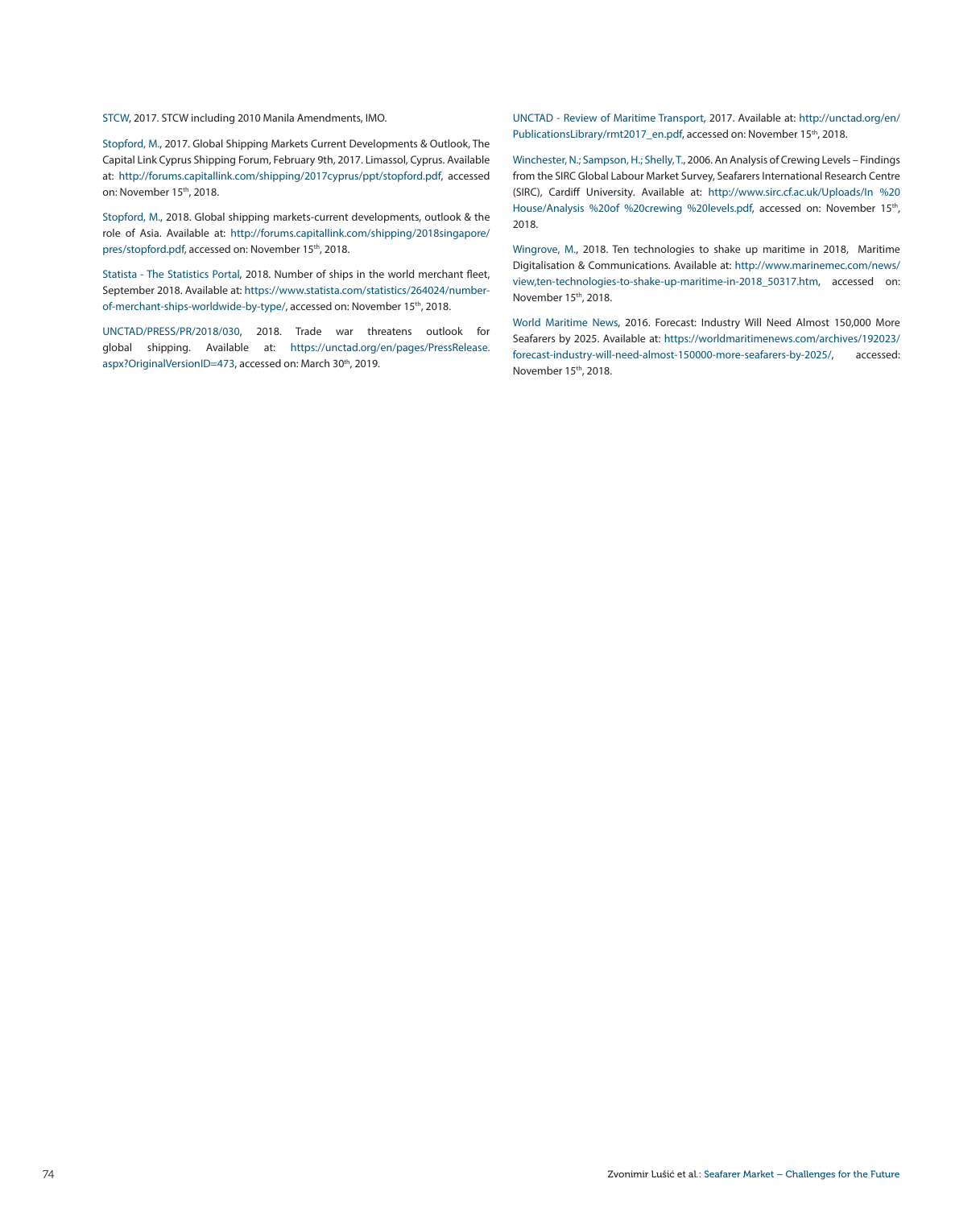STCW, 2017. STCW including 2010 Manila Amendments, IMO.

Stopford, M., 2017. Global Shipping Markets Current Developments & Outlook, The Capital Link Cyprus Shipping Forum, February 9th, 2017. Limassol, Cyprus. Available at: http://forums.capitallink.com/shipping/2017cyprus/ppt/stopford.pdf, accessed on: November 15th, 2018.

Stopford, M., 2018. Global shipping markets-current developments, outlook & the role of Asia. Available at: http://forums.capitallink.com/shipping/2018singapore/pres/stopford.pdf, accessed on: November 15th, 2018.

Statista - The Statistics Portal, 2018. Number of ships in the world merchant fleet, September 2018. Available at: https://www.statista.com/statistics/264024/number-of-merchant-ships-worldwide-by-type/, accessed on: November 15th, 2018.

UNCTAD/PRESS/PR/2018/030, 2018. Trade war threatens outlook for global shipping. Available at: https://unctad.org/en/pages/PressRelease.aspx?OriginalVersionID=473, accessed on: March 30th, 2019.

UNCTAD - Review of Maritime Transport, 2017. Available at: http://unctad.org/en/PublicationsLibrary/rmt2017_en.pdf, accessed on: November 15th, 2018.

Winchester, N.; Sampson, H.; Shelly, T., 2006. An Analysis of Crewing Levels – Findings from the SIRC Global Labour Market Survey, Seafarers International Research Centre (SIRC), Cardiff University. Available at: http://www.sirc.cf.ac.uk/Uploads/In %20 House/Analysis %20of %20crewing %20levels.pdf, accessed on: November 15th, 2018.

Wingrove, M., 2018. Ten technologies to shake up maritime in 2018, Maritime Digitalisation & Communications. Available at: http://www.marinemec.com/news/view,ten-technologies-to-shake-up-maritime-in-2018_50317.htm, accessed on: November 15th, 2018.

World Maritime News, 2016. Forecast: Industry Will Need Almost 150,000 More Seafarers by 2025. Available at: https://worldmaritimenews.com/archives/192023/forecast-industry-will-need-almost-150000-more-seafarers-by-2025/, accessed: November 15th, 2018.